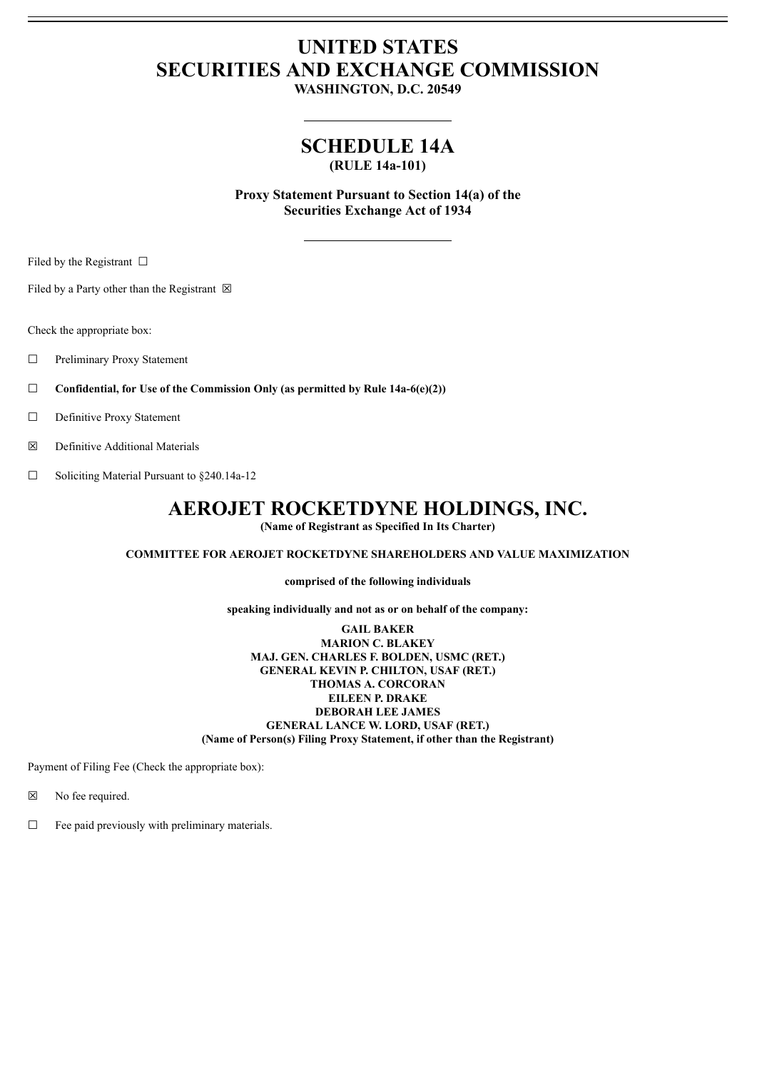# UNITED STATES
# SECURITIES AND EXCHANGE COMMISSION

**WASHINGTON, D.C. 20549**

---

## SCHEDULE 14A

**(RULE 14a-101)**

**Proxy Statement Pursuant to Section 14(a) of the Securities Exchange Act of 1934**

---

Filed by the Registrant ☐

Filed by a Party other than the Registrant ☒

Check the appropriate box:

☐ Preliminary Proxy Statement

☐ **Confidential, for Use of the Commission Only (as permitted by Rule 14a-6(e)(2))**

☐ Definitive Proxy Statement

☒ Definitive Additional Materials

☐ Soliciting Material Pursuant to §240.14a-12

# AEROJET ROCKETDYNE HOLDINGS, INC.

**(Name of Registrant as Specified In Its Charter)**

**COMMITTEE FOR AEROJET ROCKETDYNE SHAREHOLDERS AND VALUE MAXIMIZATION**

**comprised of the following individuals**

**speaking individually and not as or on behalf of the company:**

**GAIL BAKER**
**MARION C. BLAKEY**
**MAJ. GEN. CHARLES F. BOLDEN, USMC (RET.)**
**GENERAL KEVIN P. CHILTON, USAF (RET.)**
**THOMAS A. CORCORAN**
**EILEEN P. DRAKE**
**DEBORAH LEE JAMES**
**GENERAL LANCE W. LORD, USAF (RET.)**
**(Name of Person(s) Filing Proxy Statement, if other than the Registrant)**

Payment of Filing Fee (Check the appropriate box):

☒ No fee required.

☐ Fee paid previously with preliminary materials.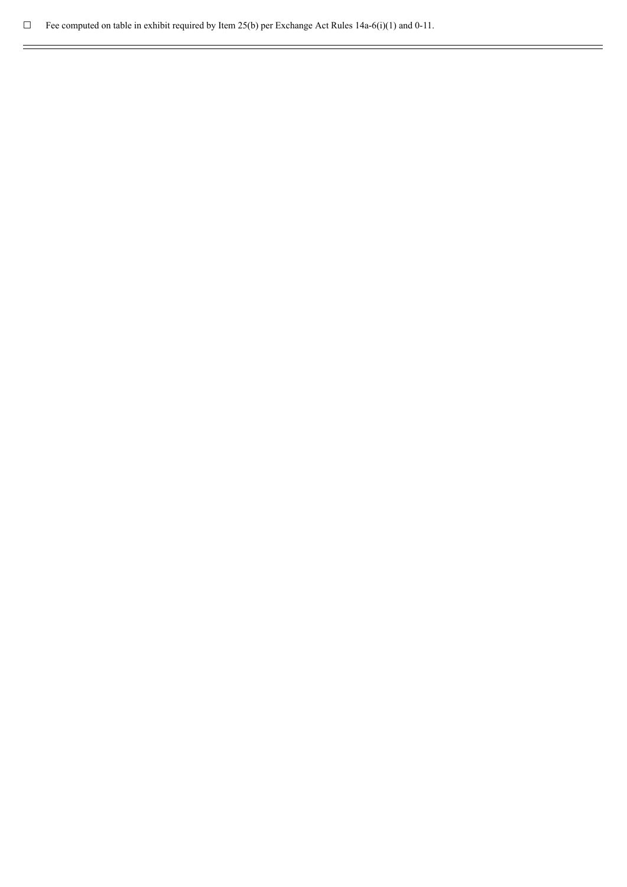☐ Fee computed on table in exhibit required by Item 25(b) per Exchange Act Rules 14a-6(i)(1) and 0-11.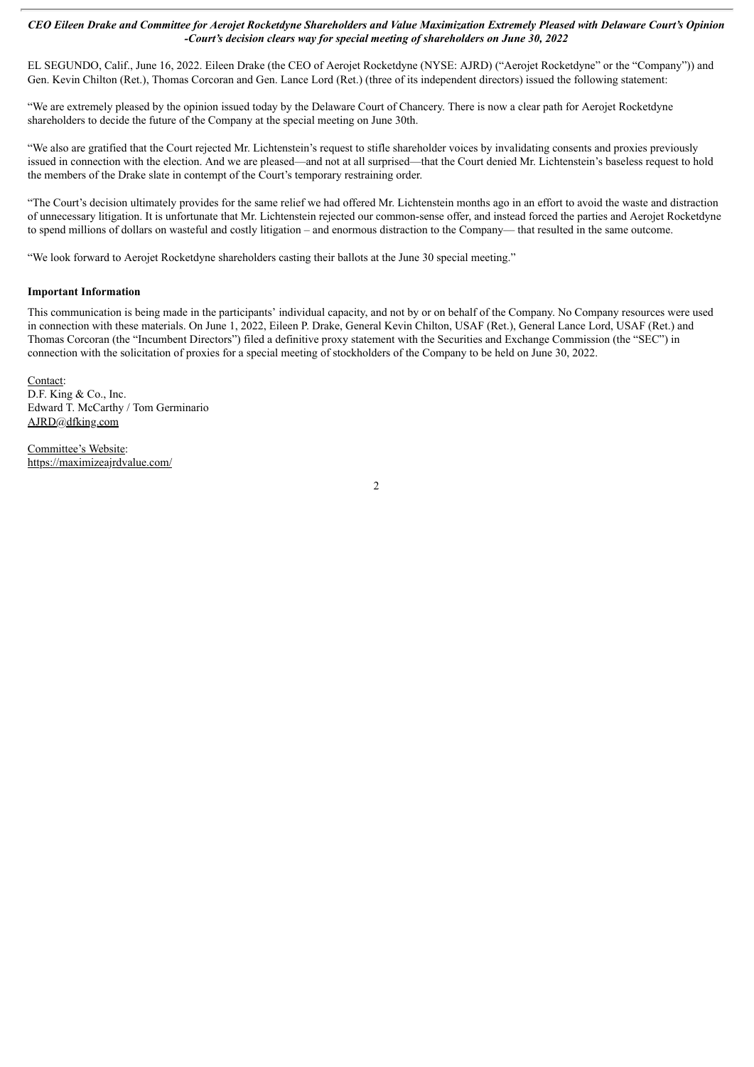***CEO Eileen Drake and Committee for Aerojet Rocketdyne Shareholders and Value Maximization Extremely Pleased with Delaware Court's Opinion -Court's decision clears way for special meeting of shareholders on June 30, 2022***

EL SEGUNDO, Calif., June 16, 2022. Eileen Drake (the CEO of Aerojet Rocketdyne (NYSE: AJRD) ("Aerojet Rocketdyne" or the "Company")) and Gen. Kevin Chilton (Ret.), Thomas Corcoran and Gen. Lance Lord (Ret.) (three of its independent directors) issued the following statement:

"We are extremely pleased by the opinion issued today by the Delaware Court of Chancery. There is now a clear path for Aerojet Rocketdyne shareholders to decide the future of the Company at the special meeting on June 30th.

"We also are gratified that the Court rejected Mr. Lichtenstein's request to stifle shareholder voices by invalidating consents and proxies previously issued in connection with the election. And we are pleased—and not at all surprised—that the Court denied Mr. Lichtenstein's baseless request to hold the members of the Drake slate in contempt of the Court's temporary restraining order.

"The Court's decision ultimately provides for the same relief we had offered Mr. Lichtenstein months ago in an effort to avoid the waste and distraction of unnecessary litigation. It is unfortunate that Mr. Lichtenstein rejected our common-sense offer, and instead forced the parties and Aerojet Rocketdyne to spend millions of dollars on wasteful and costly litigation – and enormous distraction to the Company— that resulted in the same outcome.

"We look forward to Aerojet Rocketdyne shareholders casting their ballots at the June 30 special meeting."

**Important Information**

This communication is being made in the participants' individual capacity, and not by or on behalf of the Company. No Company resources were used in connection with these materials. On June 1, 2022, Eileen P. Drake, General Kevin Chilton, USAF (Ret.), General Lance Lord, USAF (Ret.) and Thomas Corcoran (the "Incumbent Directors") filed a definitive proxy statement with the Securities and Exchange Commission (the "SEC") in connection with the solicitation of proxies for a special meeting of stockholders of the Company to be held on June 30, 2022.

Contact:
D.F. King & Co., Inc.
Edward T. McCarthy / Tom Germinario
AJRD@dfking.com

Committee's Website:
https://maximizeajrdvalue.com/